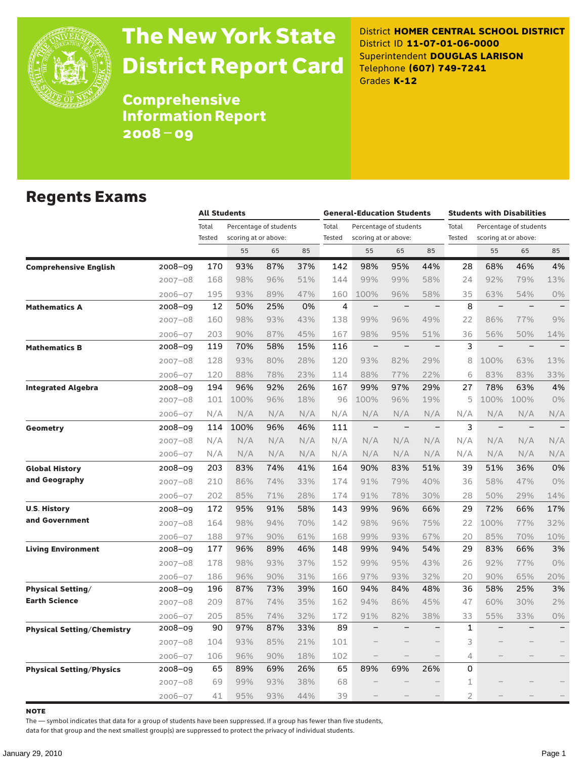# The New York State District Report Card

## Comprehensive Information Report 2008 – 09

District **HOMER CENTRAL SCHOOL DISTRICT**
District ID **11-07-01-06-0000**
Superintendent **DOUGLAS LARISON**
Telephone **(607) 749-7241**
Grades **K-12**

## Regents Exams

| | | All Students | | | | General-Education Students | | | | Students with Disabilities | | | |
|---|---|---|---|---|---|---|---|---|---|---|---|---|---|
| | | Total Tested | Percentage of students scoring at or above: | | | Total Tested | Percentage of students scoring at or above: | | | Total Tested | Percentage of students scoring at or above: | | |
| | | | 55 | 65 | 85 | | 55 | 65 | 85 | | 55 | 65 | 85 |
| **Comprehensive English** | 2008–09 | 170 | 93% | 87% | 37% | 142 | 98% | 95% | 44% | 28 | 68% | 46% | 4% |
| | 2007–08 | 168 | 98% | 96% | 51% | 144 | 99% | 99% | 58% | 24 | 92% | 79% | 13% |
| | 2006–07 | 195 | 93% | 89% | 47% | 160 | 100% | 96% | 58% | 35 | 63% | 54% | 0% |
| **Mathematics A** | 2008–09 | 12 | 50% | 25% | 0% | 4 | – | – | – | 8 | – | – | – |
| | 2007–08 | 160 | 98% | 93% | 43% | 138 | 99% | 96% | 49% | 22 | 86% | 77% | 9% |
| | 2006–07 | 203 | 90% | 87% | 45% | 167 | 98% | 95% | 51% | 36 | 56% | 50% | 14% |
| **Mathematics B** | 2008–09 | 119 | 70% | 58% | 15% | 116 | – | – | – | 3 | – | – | – |
| | 2007–08 | 128 | 93% | 80% | 28% | 120 | 93% | 82% | 29% | 8 | 100% | 63% | 13% |
| | 2006–07 | 120 | 88% | 78% | 23% | 114 | 88% | 77% | 22% | 6 | 83% | 83% | 33% |
| **Integrated Algebra** | 2008–09 | 194 | 96% | 92% | 26% | 167 | 99% | 97% | 29% | 27 | 78% | 63% | 4% |
| | 2007–08 | 101 | 100% | 96% | 18% | 96 | 100% | 96% | 19% | 5 | 100% | 100% | 0% |
| | 2006–07 | N/A | N/A | N/A | N/A | N/A | N/A | N/A | N/A | N/A | N/A | N/A | N/A |
| **Geometry** | 2008–09 | 114 | 100% | 96% | 46% | 111 | – | – | – | 3 | – | – | – |
| | 2007–08 | N/A | N/A | N/A | N/A | N/A | N/A | N/A | N/A | N/A | N/A | N/A | N/A |
| | 2006–07 | N/A | N/A | N/A | N/A | N/A | N/A | N/A | N/A | N/A | N/A | N/A | N/A |
| **Global History and Geography** | 2008–09 | 203 | 83% | 74% | 41% | 164 | 90% | 83% | 51% | 39 | 51% | 36% | 0% |
| | 2007–08 | 210 | 86% | 74% | 33% | 174 | 91% | 79% | 40% | 36 | 58% | 47% | 0% |
| | 2006–07 | 202 | 85% | 71% | 28% | 174 | 91% | 78% | 30% | 28 | 50% | 29% | 14% |
| **U.S. History and Government** | 2008–09 | 172 | 95% | 91% | 58% | 143 | 99% | 96% | 66% | 29 | 72% | 66% | 17% |
| | 2007–08 | 164 | 98% | 94% | 70% | 142 | 98% | 96% | 75% | 22 | 100% | 77% | 32% |
| | 2006–07 | 188 | 97% | 90% | 61% | 168 | 99% | 93% | 67% | 20 | 85% | 70% | 10% |
| **Living Environment** | 2008–09 | 177 | 96% | 89% | 46% | 148 | 99% | 94% | 54% | 29 | 83% | 66% | 3% |
| | 2007–08 | 178 | 98% | 93% | 37% | 152 | 99% | 95% | 43% | 26 | 92% | 77% | 0% |
| | 2006–07 | 186 | 96% | 90% | 31% | 166 | 97% | 93% | 32% | 20 | 90% | 65% | 20% |
| **Physical Setting/ Earth Science** | 2008–09 | 196 | 87% | 73% | 39% | 160 | 94% | 84% | 48% | 36 | 58% | 25% | 3% |
| | 2007–08 | 209 | 87% | 74% | 35% | 162 | 94% | 86% | 45% | 47 | 60% | 30% | 2% |
| | 2006–07 | 205 | 85% | 74% | 32% | 172 | 91% | 82% | 38% | 33 | 55% | 33% | 0% |
| **Physical Setting/Chemistry** | 2008–09 | 90 | 97% | 87% | 33% | 89 | – | – | – | 1 | – | – | – |
| | 2007–08 | 104 | 93% | 85% | 21% | 101 | – | – | – | 3 | – | – | – |
| | 2006–07 | 106 | 96% | 90% | 18% | 102 | – | – | – | 4 | – | – | – |
| **Physical Setting/Physics** | 2008–09 | 65 | 89% | 69% | 26% | 65 | 89% | 69% | 26% | 0 | | | |
| | 2007–08 | 69 | 99% | 93% | 38% | 68 | – | – | – | 1 | – | – | – |
| | 2006–07 | 41 | 95% | 93% | 44% | 39 | – | – | – | 2 | – | – | – |

**NOTE**

The — symbol indicates that data for a group of students have been suppressed. If a group has fewer than five students, data for that group and the next smallest group(s) are suppressed to protect the privacy of individual students.

January 29, 2010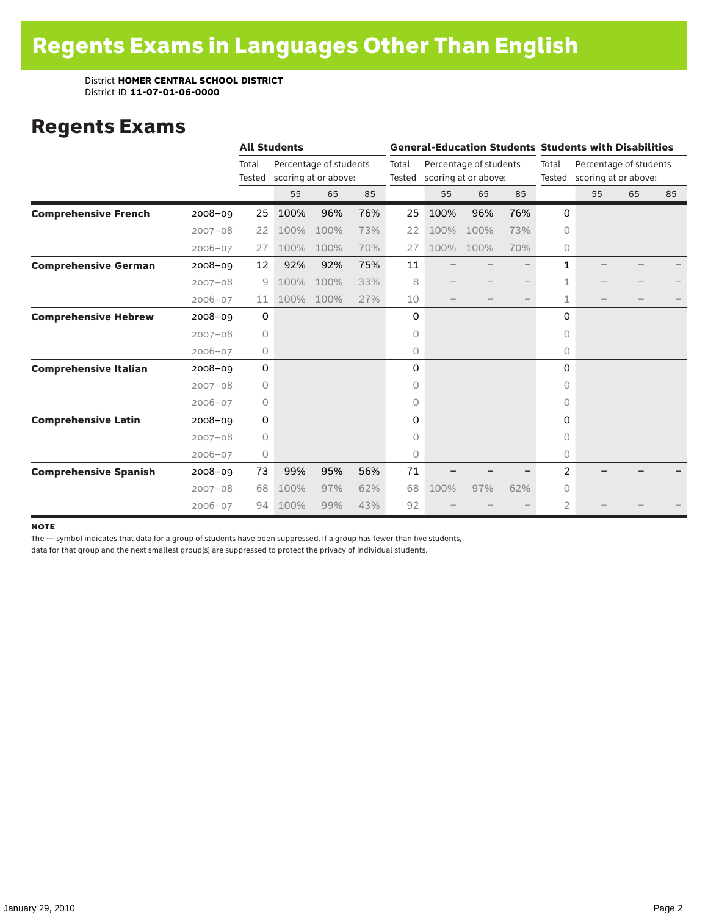# Regents Exams in Languages Other Than English

District **HOMER CENTRAL SCHOOL DISTRICT**
District ID **11-07-01-06-0000**

## Regents Exams

| | | All Students | | | | General-Education Students | | | | Students with Disabilities | | | |
|---|---|---|---|---|---|---|---|---|---|---|---|---|---|
| | | Total Tested | Percentage of students scoring at or above: | | | Total Tested | Percentage of students scoring at or above: | | | Total Tested | Percentage of students scoring at or above: | | |
| | | | 55 | 65 | 85 | | 55 | 65 | 85 | | 55 | 65 | 85 |
| **Comprehensive French** | 2008–09 | 25 | 100% | 96% | 76% | 25 | 100% | 96% | 76% | 0 | | | |
| | 2007–08 | 22 | 100% | 100% | 73% | 22 | 100% | 100% | 73% | 0 | | | |
| | 2006–07 | 27 | 100% | 100% | 70% | 27 | 100% | 100% | 70% | 0 | | | |
| **Comprehensive German** | 2008–09 | 12 | 92% | 92% | 75% | 11 | – | – | – | 1 | – | – | – |
| | 2007–08 | 9 | 100% | 100% | 33% | 8 | – | – | – | 1 | – | – | – |
| | 2006–07 | 11 | 100% | 100% | 27% | 10 | – | – | – | 1 | – | – | – |
| **Comprehensive Hebrew** | 2008–09 | 0 | | | | 0 | | | | 0 | | | |
| | 2007–08 | 0 | | | | 0 | | | | 0 | | | |
| | 2006–07 | 0 | | | | 0 | | | | 0 | | | |
| **Comprehensive Italian** | 2008–09 | 0 | | | | 0 | | | | 0 | | | |
| | 2007–08 | 0 | | | | 0 | | | | 0 | | | |
| | 2006–07 | 0 | | | | 0 | | | | 0 | | | |
| **Comprehensive Latin** | 2008–09 | 0 | | | | 0 | | | | 0 | | | |
| | 2007–08 | 0 | | | | 0 | | | | 0 | | | |
| | 2006–07 | 0 | | | | 0 | | | | 0 | | | |
| **Comprehensive Spanish** | 2008–09 | 73 | 99% | 95% | 56% | 71 | – | – | – | 2 | – | – | – |
| | 2007–08 | 68 | 100% | 97% | 62% | 68 | 100% | 97% | 62% | 0 | | | |
| | 2006–07 | 94 | 100% | 99% | 43% | 92 | – | – | – | 2 | – | – | – |

**NOTE**

The — symbol indicates that data for a group of students have been suppressed. If a group has fewer than five students, data for that group and the next smallest group(s) are suppressed to protect the privacy of individual students.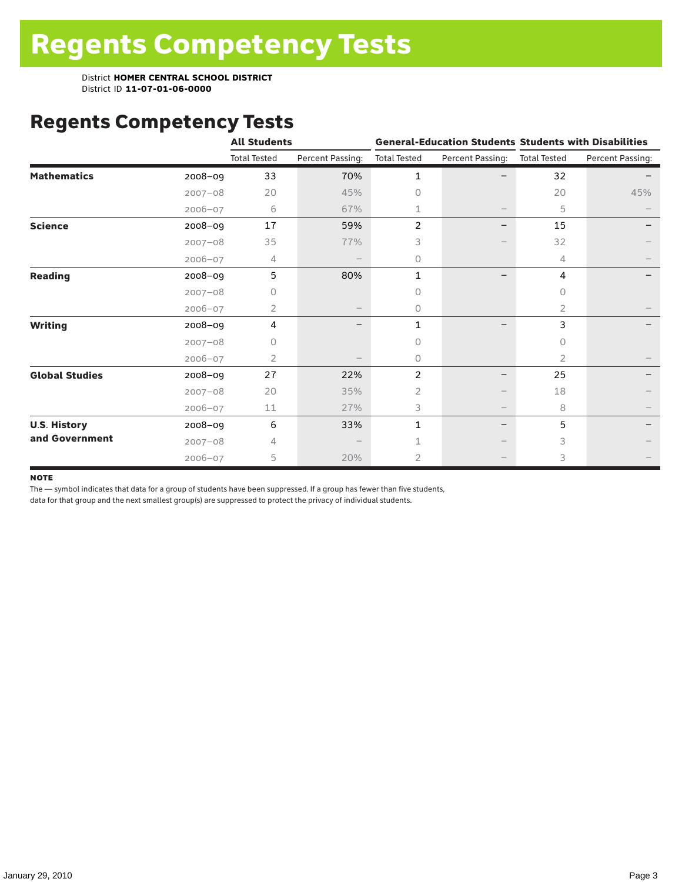# Regents Competency Tests

District **HOMER CENTRAL SCHOOL DISTRICT**
District ID **11-07-01-06-0000**

## Regents Competency Tests

| | | All Students | | General-Education Students | | Students with Disabilities | |
|---|---|---|---|---|---|---|---|
| | | Total Tested | Percent Passing: | Total Tested | Percent Passing: | Total Tested | Percent Passing: |
| **Mathematics** | 2008–09 | 33 | 70% | 1 | – | 32 | – |
| | 2007–08 | 20 | 45% | 0 | | 20 | 45% |
| | 2006–07 | 6 | 67% | 1 | – | 5 | – |
| **Science** | 2008–09 | 17 | 59% | 2 | – | 15 | – |
| | 2007–08 | 35 | 77% | 3 | – | 32 | – |
| | 2006–07 | 4 | – | 0 | | 4 | – |
| **Reading** | 2008–09 | 5 | 80% | 1 | – | 4 | – |
| | 2007–08 | 0 | | 0 | | 0 | |
| | 2006–07 | 2 | – | 0 | | 2 | – |
| **Writing** | 2008–09 | 4 | – | 1 | – | 3 | – |
| | 2007–08 | 0 | | 0 | | 0 | |
| | 2006–07 | 2 | – | 0 | | 2 | – |
| **Global Studies** | 2008–09 | 27 | 22% | 2 | – | 25 | – |
| | 2007–08 | 20 | 35% | 2 | – | 18 | – |
| | 2006–07 | 11 | 27% | 3 | – | 8 | – |
| **U.S. History and Government** | 2008–09 | 6 | 33% | 1 | – | 5 | – |
| | 2007–08 | 4 | – | 1 | – | 3 | – |
| | 2006–07 | 5 | 20% | 2 | – | 3 | – |

**NOTE**

The — symbol indicates that data for a group of students have been suppressed. If a group has fewer than five students, data for that group and the next smallest group(s) are suppressed to protect the privacy of individual students.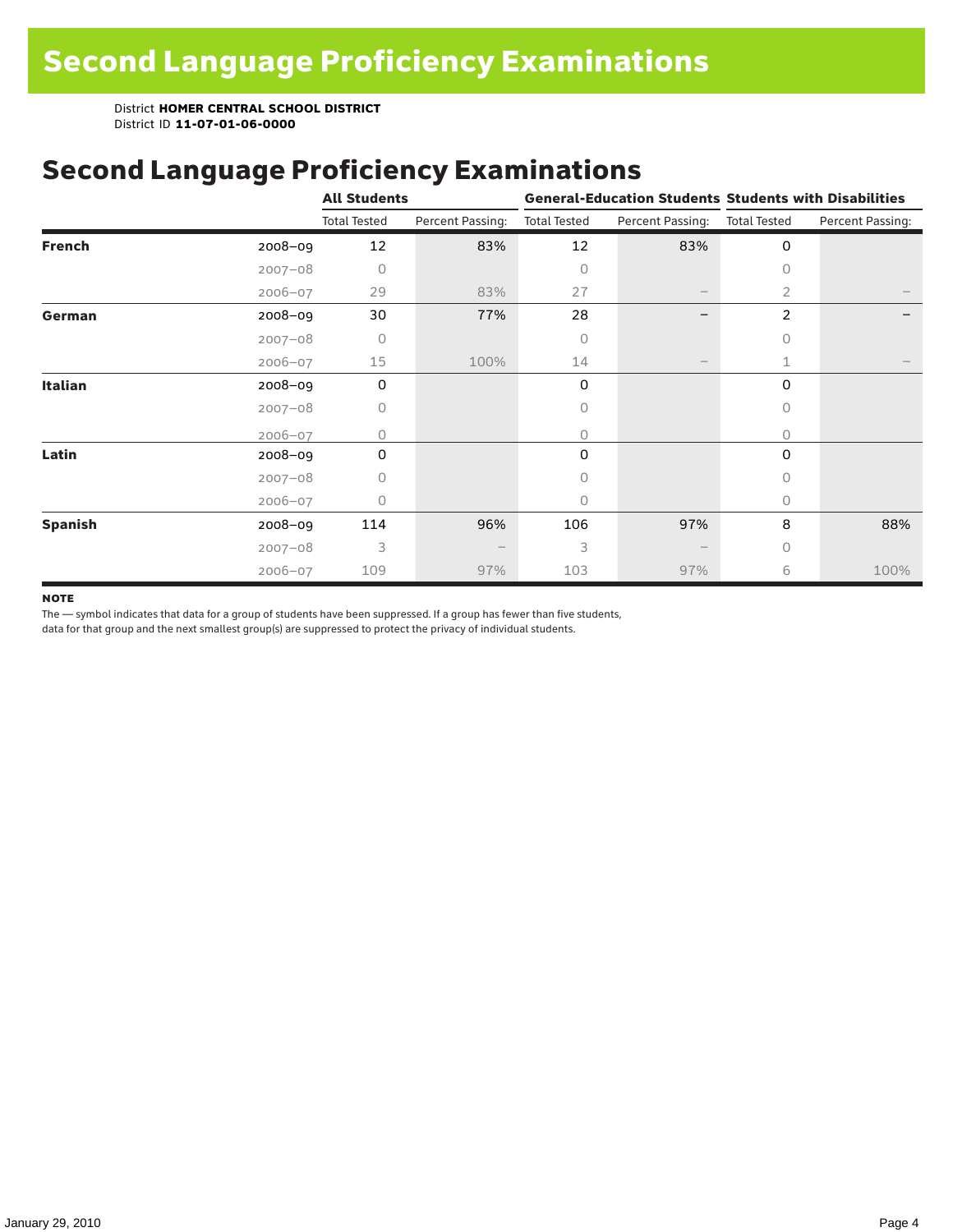# Second Language Proficiency Examinations

District **HOMER CENTRAL SCHOOL DISTRICT**
District ID **11-07-01-06-0000**

## Second Language Proficiency Examinations

| | | All Students | | General-Education Students | | Students with Disabilities | |
|---|---|---|---|---|---|---|---|
| | | Total Tested | Percent Passing: | Total Tested | Percent Passing: | Total Tested | Percent Passing: |
| **French** | 2008–09 | 12 | 83% | 12 | 83% | 0 | |
| | 2007–08 | 0 | | 0 | | 0 | |
| | 2006–07 | 29 | 83% | 27 | – | 2 | – |
| **German** | 2008–09 | 30 | 77% | 28 | – | 2 | – |
| | 2007–08 | 0 | | 0 | | 0 | |
| | 2006–07 | 15 | 100% | 14 | – | 1 | – |
| **Italian** | 2008–09 | 0 | | 0 | | 0 | |
| | 2007–08 | 0 | | 0 | | 0 | |
| | 2006–07 | 0 | | 0 | | 0 | |
| **Latin** | 2008–09 | 0 | | 0 | | 0 | |
| | 2007–08 | 0 | | 0 | | 0 | |
| | 2006–07 | 0 | | 0 | | 0 | |
| **Spanish** | 2008–09 | 114 | 96% | 106 | 97% | 8 | 88% |
| | 2007–08 | 3 | – | 3 | – | 0 | |
| | 2006–07 | 109 | 97% | 103 | 97% | 6 | 100% |

**NOTE**

The — symbol indicates that data for a group of students have been suppressed. If a group has fewer than five students, data for that group and the next smallest group(s) are suppressed to protect the privacy of individual students.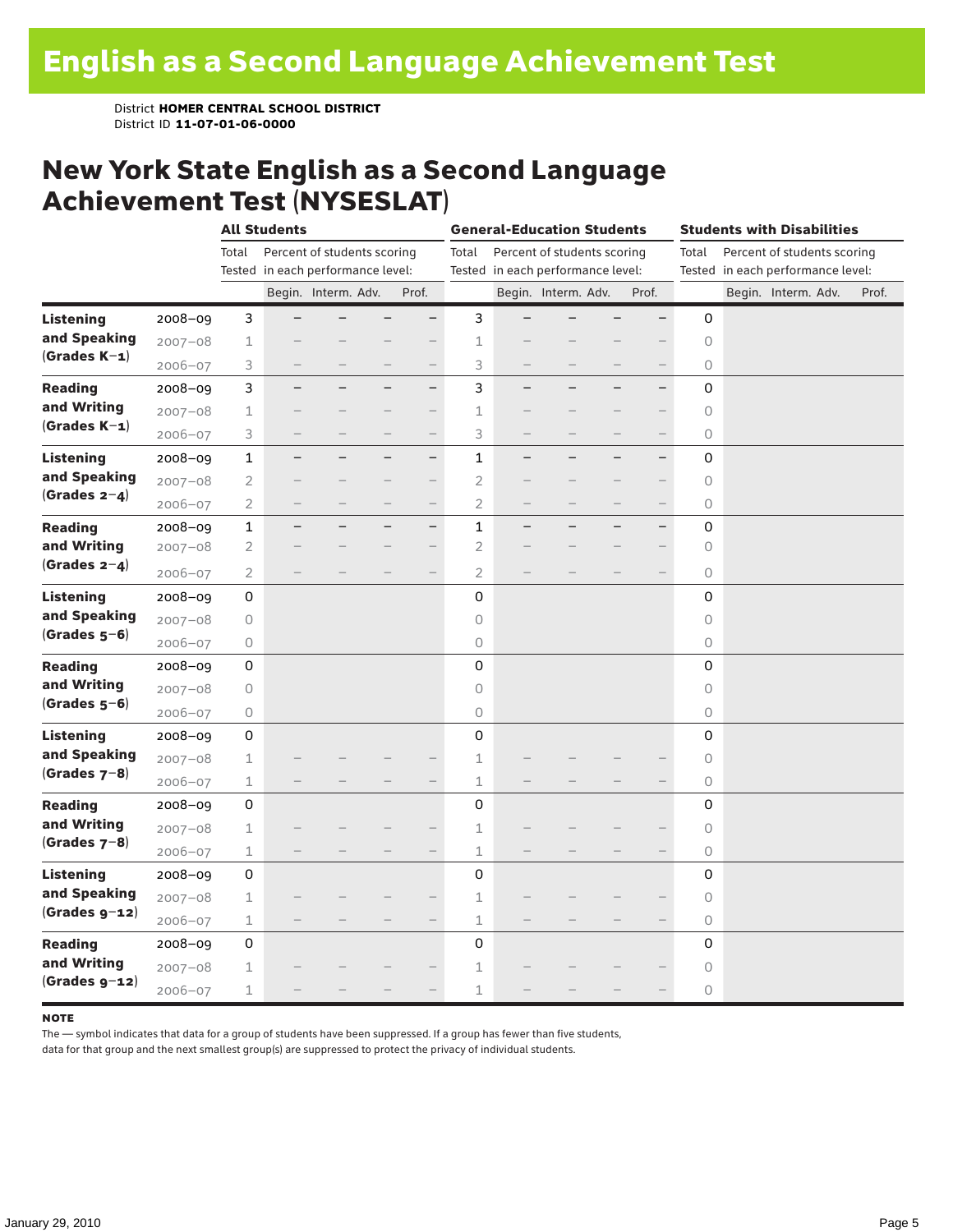# English as a Second Language Achievement Test

District **HOMER CENTRAL SCHOOL DISTRICT**
District ID **11-07-01-06-0000**

## New York State English as a Second Language Achievement Test (NYSESLAT)

| | | All Students | | | | | General-Education Students | | | | | Students with Disabilities | | | | |
|---|---|---|---|---|---|---|---|---|---|---|---|---|---|---|---|---|
| | | Total Tested | Percent of students scoring in each performance level: | | | | Total Tested | Percent of students scoring in each performance level: | | | | Total Tested | Percent of students scoring in each performance level: | | | |
| | | | Begin. | Interm. | Adv. | Prof. | | Begin. | Interm. | Adv. | Prof. | | Begin. | Interm. | Adv. | Prof. |
| **Listening and Speaking (Grades K–1)** | 2008–09 | 3 | – | – | – | – | 3 | – | – | – | – | 0 | | | | |
| | 2007–08 | 1 | – | – | – | – | 1 | – | – | – | – | 0 | | | | |
| | 2006–07 | 3 | – | – | – | – | 3 | – | – | – | – | 0 | | | | |
| **Reading and Writing (Grades K–1)** | 2008–09 | 3 | – | – | – | – | 3 | – | – | – | – | 0 | | | | |
| | 2007–08 | 1 | – | – | – | – | 1 | – | – | – | – | 0 | | | | |
| | 2006–07 | 3 | – | – | – | – | 3 | – | – | – | – | 0 | | | | |
| **Listening and Speaking (Grades 2–4)** | 2008–09 | 1 | – | – | – | – | 1 | – | – | – | – | 0 | | | | |
| | 2007–08 | 2 | – | – | – | – | 2 | – | – | – | – | 0 | | | | |
| | 2006–07 | 2 | – | – | – | – | 2 | – | – | – | – | 0 | | | | |
| **Reading and Writing (Grades 2–4)** | 2008–09 | 1 | – | – | – | – | 1 | – | – | – | – | 0 | | | | |
| | 2007–08 | 2 | – | – | – | – | 2 | – | – | – | – | 0 | | | | |
| | 2006–07 | 2 | – | – | – | – | 2 | – | – | – | – | 0 | | | | |
| **Listening and Speaking (Grades 5–6)** | 2008–09 | 0 | | | | | 0 | | | | | 0 | | | | |
| | 2007–08 | 0 | | | | | 0 | | | | | 0 | | | | |
| | 2006–07 | 0 | | | | | 0 | | | | | 0 | | | | |
| **Reading and Writing (Grades 5–6)** | 2008–09 | 0 | | | | | 0 | | | | | 0 | | | | |
| | 2007–08 | 0 | | | | | 0 | | | | | 0 | | | | |
| | 2006–07 | 0 | | | | | 0 | | | | | 0 | | | | |
| **Listening and Speaking (Grades 7–8)** | 2008–09 | 0 | | | | | 0 | | | | | 0 | | | | |
| | 2007–08 | 1 | – | – | – | – | 1 | – | – | – | – | 0 | | | | |
| | 2006–07 | 1 | – | – | – | – | 1 | – | – | – | – | 0 | | | | |
| **Reading and Writing (Grades 7–8)** | 2008–09 | 0 | | | | | 0 | | | | | 0 | | | | |
| | 2007–08 | 1 | – | – | – | – | 1 | – | – | – | – | 0 | | | | |
| | 2006–07 | 1 | – | – | – | – | 1 | – | – | – | – | 0 | | | | |
| **Listening and Speaking (Grades 9–12)** | 2008–09 | 0 | | | | | 0 | | | | | 0 | | | | |
| | 2007–08 | 1 | – | – | – | – | 1 | – | – | – | – | 0 | | | | |
| | 2006–07 | 1 | – | – | – | – | 1 | – | – | – | – | 0 | | | | |
| **Reading and Writing (Grades 9–12)** | 2008–09 | 0 | | | | | 0 | | | | | 0 | | | | |
| | 2007–08 | 1 | – | – | – | – | 1 | – | – | – | – | 0 | | | | |
| | 2006–07 | 1 | – | – | – | – | 1 | – | – | – | – | 0 | | | | |

**NOTE**
The — symbol indicates that data for a group of students have been suppressed. If a group has fewer than five students, data for that group and the next smallest group(s) are suppressed to protect the privacy of individual students.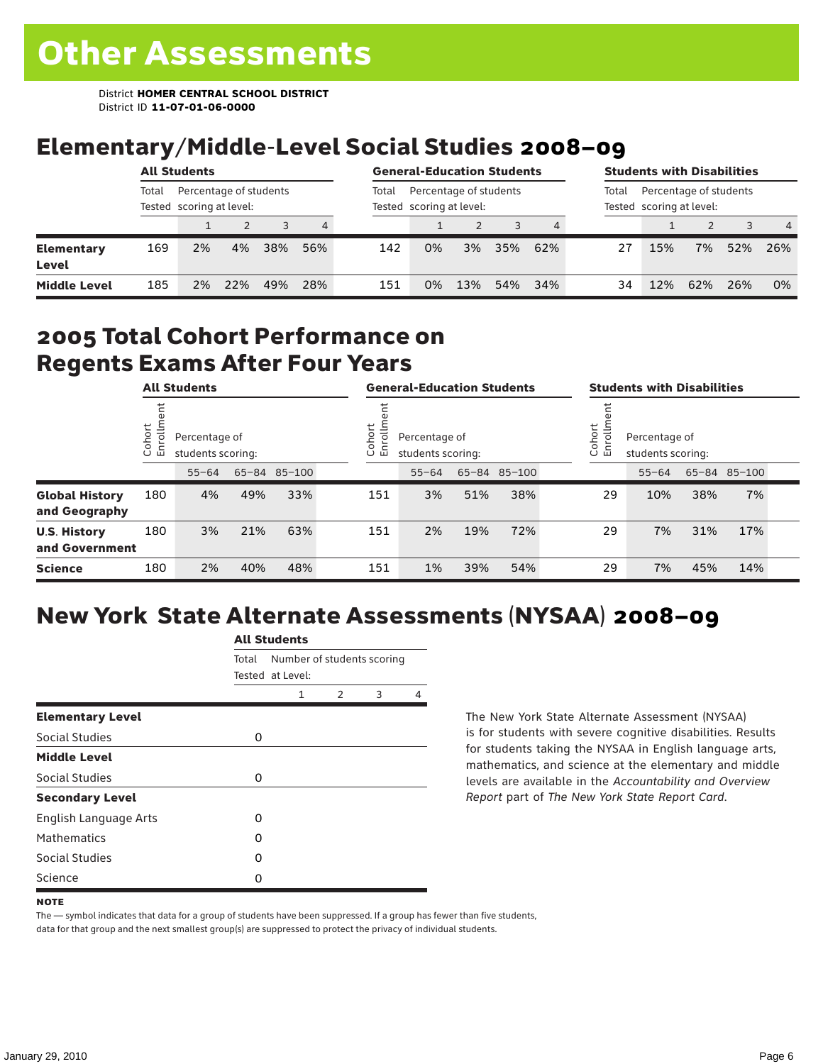# Other Assessments

District **HOMER CENTRAL SCHOOL DISTRICT**
District ID **11-07-01-06-0000**

## Elementary/Middle-Level Social Studies 2008–09

| | All Students | | | | | General-Education Students | | | | | Students with Disabilities | | | | |
|---|---|---|---|---|---|---|---|---|---|---|---|---|---|---|---|
| | Total Tested | Percentage of students scoring at level: | | | | Total Tested | Percentage of students scoring at level: | | | | Total Tested | Percentage of students scoring at level: | | | |
| | | 1 | 2 | 3 | 4 | | 1 | 2 | 3 | 4 | | 1 | 2 | 3 | 4 |
| **Elementary Level** | 169 | 2% | 4% | 38% | 56% | 142 | 0% | 3% | 35% | 62% | 27 | 15% | 7% | 52% | 26% |
| **Middle Level** | 185 | 2% | 22% | 49% | 28% | 151 | 0% | 13% | 54% | 34% | 34 | 12% | 62% | 26% | 0% |

## 2005 Total Cohort Performance on Regents Exams After Four Years

| | All Students | | | | General-Education Students | | | | Students with Disabilities | | | |
|---|---|---|---|---|---|---|---|---|---|---|---|---|
| | Cohort Enrollment | Percentage of students scoring: | | | Cohort Enrollment | Percentage of students scoring: | | | Cohort Enrollment | Percentage of students scoring: | | |
| | | 55–64 | 65–84 | 85–100 | | 55–64 | 65–84 | 85–100 | | 55–64 | 65–84 | 85–100 |
| **Global History and Geography** | 180 | 4% | 49% | 33% | 151 | 3% | 51% | 38% | 29 | 10% | 38% | 7% |
| **U.S. History and Government** | 180 | 3% | 21% | 63% | 151 | 2% | 19% | 72% | 29 | 7% | 31% | 17% |
| **Science** | 180 | 2% | 40% | 48% | 151 | 1% | 39% | 54% | 29 | 7% | 45% | 14% |

## New York State Alternate Assessments (NYSAA) 2008–09

| | All Students | | | | |
|---|---|---|---|---|---|
| | Total Tested | Number of students scoring at Level: | | | |
| | | 1 | 2 | 3 | 4 |
| **Elementary Level** | | | | | |
| Social Studies | 0 | | | | |
| **Middle Level** | | | | | |
| Social Studies | 0 | | | | |
| **Secondary Level** | | | | | |
| English Language Arts | 0 | | | | |
| Mathematics | 0 | | | | |
| Social Studies | 0 | | | | |
| Science | 0 | | | | |

The New York State Alternate Assessment (NYSAA) is for students with severe cognitive disabilities. Results for students taking the NYSAA in English language arts, mathematics, and science at the elementary and middle levels are available in the *Accountability and Overview Report* part of *The New York State Report Card*.

**NOTE**

The — symbol indicates that data for a group of students have been suppressed. If a group has fewer than five students, data for that group and the next smallest group(s) are suppressed to protect the privacy of individual students.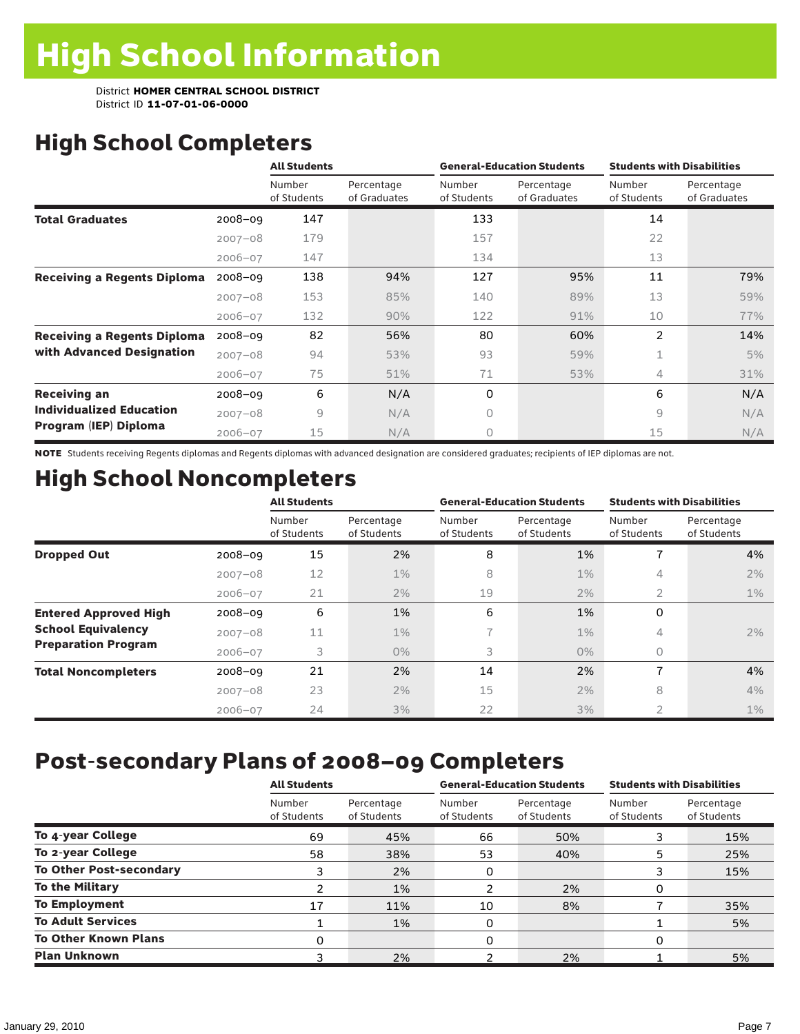# High School Information

District **HOMER CENTRAL SCHOOL DISTRICT**
District ID **11-07-01-06-0000**

## High School Completers

| | | All Students | | General-Education Students | | Students with Disabilities | |
|---|---|---|---|---|---|---|---|
| | | Number of Students | Percentage of Graduates | Number of Students | Percentage of Graduates | Number of Students | Percentage of Graduates |
| **Total Graduates** | 2008–09 | 147 | | 133 | | 14 | |
| | 2007–08 | 179 | | 157 | | 22 | |
| | 2006–07 | 147 | | 134 | | 13 | |
| **Receiving a Regents Diploma** | 2008–09 | 138 | 94% | 127 | 95% | 11 | 79% |
| | 2007–08 | 153 | 85% | 140 | 89% | 13 | 59% |
| | 2006–07 | 132 | 90% | 122 | 91% | 10 | 77% |
| **Receiving a Regents Diploma with Advanced Designation** | 2008–09 | 82 | 56% | 80 | 60% | 2 | 14% |
| | 2007–08 | 94 | 53% | 93 | 59% | 1 | 5% |
| | 2006–07 | 75 | 51% | 71 | 53% | 4 | 31% |
| **Receiving an Individualized Education Program (IEP) Diploma** | 2008–09 | 6 | N/A | 0 | | 6 | N/A |
| | 2007–08 | 9 | N/A | 0 | | 9 | N/A |
| | 2006–07 | 15 | N/A | 0 | | 15 | N/A |

**NOTE** Students receiving Regents diplomas and Regents diplomas with advanced designation are considered graduates; recipients of IEP diplomas are not.

## High School Noncompleters

| | | All Students | | General-Education Students | | Students with Disabilities | |
|---|---|---|---|---|---|---|---|
| | | Number of Students | Percentage of Students | Number of Students | Percentage of Students | Number of Students | Percentage of Students |
| **Dropped Out** | 2008–09 | 15 | 2% | 8 | 1% | 7 | 4% |
| | 2007–08 | 12 | 1% | 8 | 1% | 4 | 2% |
| | 2006–07 | 21 | 2% | 19 | 2% | 2 | 1% |
| **Entered Approved High School Equivalency Preparation Program** | 2008–09 | 6 | 1% | 6 | 1% | 0 | |
| | 2007–08 | 11 | 1% | 7 | 1% | 4 | 2% |
| | 2006–07 | 3 | 0% | 3 | 0% | 0 | |
| **Total Noncompleters** | 2008–09 | 21 | 2% | 14 | 2% | 7 | 4% |
| | 2007–08 | 23 | 2% | 15 | 2% | 8 | 4% |
| | 2006–07 | 24 | 3% | 22 | 3% | 2 | 1% |

## Post-secondary Plans of 2008–09 Completers

| | All Students | | General-Education Students | | Students with Disabilities | |
|---|---|---|---|---|---|---|
| | Number of Students | Percentage of Students | Number of Students | Percentage of Students | Number of Students | Percentage of Students |
| **To 4-year College** | 69 | 45% | 66 | 50% | 3 | 15% |
| **To 2-year College** | 58 | 38% | 53 | 40% | 5 | 25% |
| **To Other Post-secondary** | 3 | 2% | 0 | | 3 | 15% |
| **To the Military** | 2 | 1% | 2 | 2% | 0 | |
| **To Employment** | 17 | 11% | 10 | 8% | 7 | 35% |
| **To Adult Services** | 1 | 1% | 0 | | 1 | 5% |
| **To Other Known Plans** | 0 | | 0 | | 0 | |
| **Plan Unknown** | 3 | 2% | 2 | 2% | 1 | 5% |